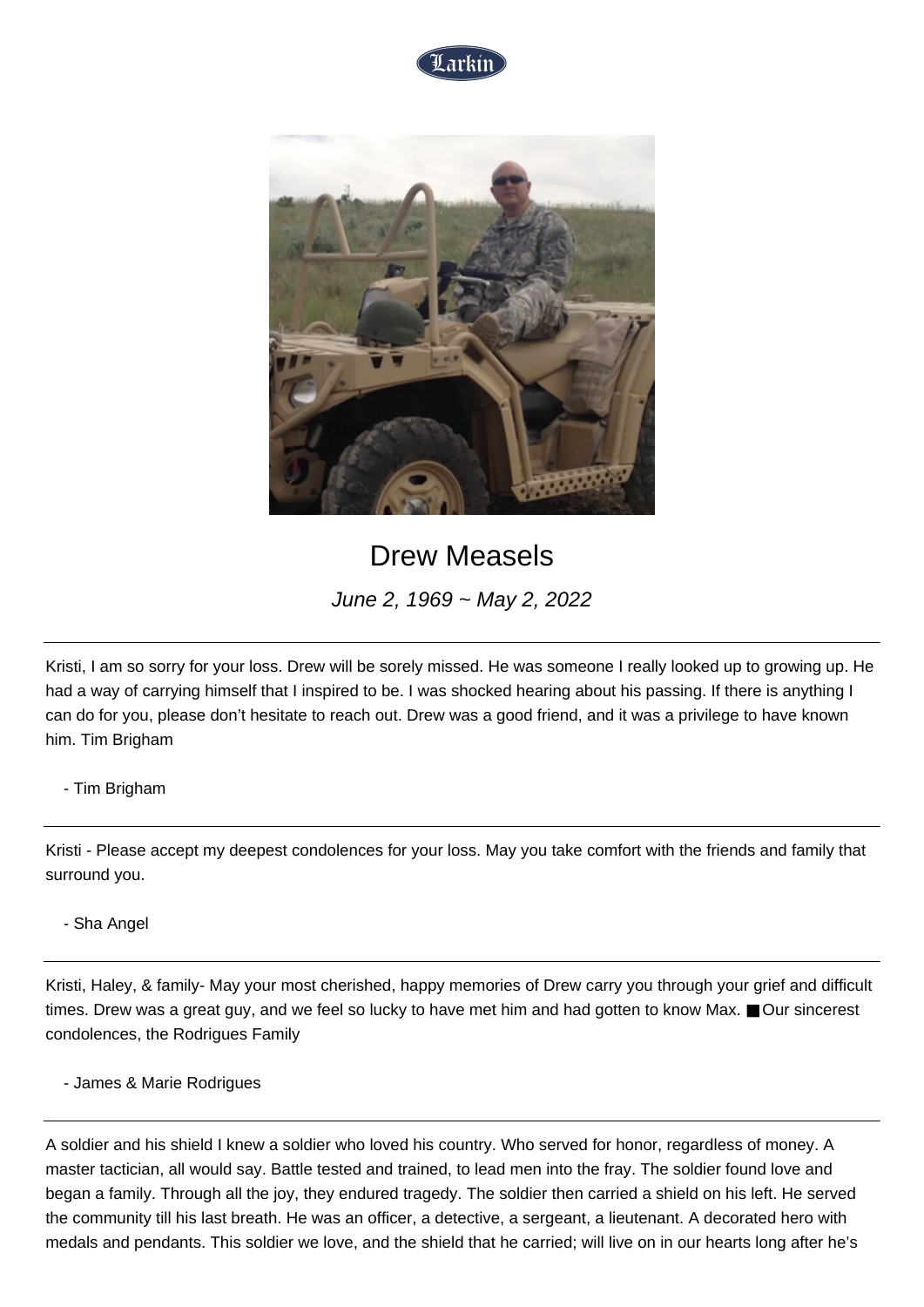# Drew Measels

*June 2, 1969 ~ May 2, 2022*

---

Kristi, I am so sorry for your loss. Drew will be sorely missed. He was someone I really looked up to growing up. He had a way of carrying himself that I inspired to be. I was shocked hearing about his passing. If there is anything I can do for you, please don't hesitate to reach out. Drew was a good friend, and it was a privilege to have known him. Tim Brigham

- Tim Brigham

---

Kristi - Please accept my deepest condolences for your loss. May you take comfort with the friends and family that surround you.

- Sha Angel

---

Kristi, Haley, & family- May your most cherished, happy memories of Drew carry you through your grief and difficult times. Drew was a great guy, and we feel so lucky to have met him and had gotten to know Max. ■ Our sincerest condolences, the Rodrigues Family

- James & Marie Rodrigues

---

A soldier and his shield I knew a soldier who loved his country. Who served for honor, regardless of money. A master tactician, all would say. Battle tested and trained, to lead men into the fray. The soldier found love and began a family. Through all the joy, they endured tragedy. The soldier then carried a shield on his left. He served the community till his last breath. He was an officer, a detective, a sergeant, a lieutenant. A decorated hero with medals and pendants. This soldier we love, and the shield that he carried; will live on in our hearts long after he's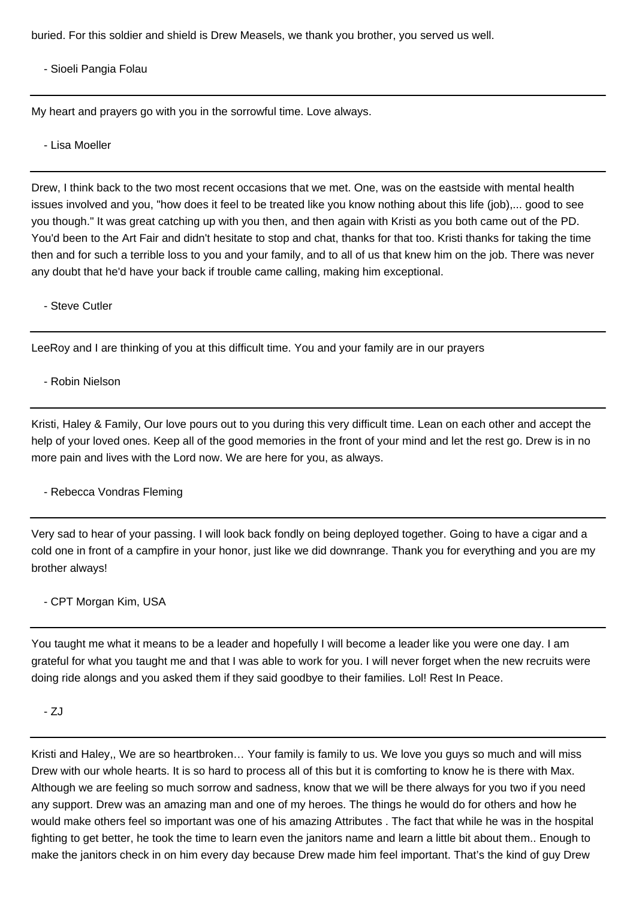buried. For this soldier and shield is Drew Measels, we thank you brother, you served us well.

- Sioeli Pangia Folau

---

My heart and prayers go with you in the sorrowful time. Love always.

- Lisa Moeller

---

Drew, I think back to the two most recent occasions that we met. One, was on the eastside with mental health issues involved and you, "how does it feel to be treated like you know nothing about this life (job),... good to see you though." It was great catching up with you then, and then again with Kristi as you both came out of the PD. You'd been to the Art Fair and didn't hesitate to stop and chat, thanks for that too. Kristi thanks for taking the time then and for such a terrible loss to you and your family, and to all of us that knew him on the job. There was never any doubt that he'd have your back if trouble came calling, making him exceptional.

- Steve Cutler

---

LeeRoy and I are thinking of you at this difficult time. You and your family are in our prayers

- Robin Nielson

---

Kristi, Haley & Family, Our love pours out to you during this very difficult time. Lean on each other and accept the help of your loved ones. Keep all of the good memories in the front of your mind and let the rest go. Drew is in no more pain and lives with the Lord now. We are here for you, as always.

- Rebecca Vondras Fleming

---

Very sad to hear of your passing. I will look back fondly on being deployed together. Going to have a cigar and a cold one in front of a campfire in your honor, just like we did downrange. Thank you for everything and you are my brother always!

- CPT Morgan Kim, USA

---

You taught me what it means to be a leader and hopefully I will become a leader like you were one day. I am grateful for what you taught me and that I was able to work for you. I will never forget when the new recruits were doing ride alongs and you asked them if they said goodbye to their families. Lol! Rest In Peace.

- ZJ

---

Kristi and Haley,, We are so heartbroken… Your family is family to us. We love you guys so much and will miss Drew with our whole hearts. It is so hard to process all of this but it is comforting to know he is there with Max. Although we are feeling so much sorrow and sadness, know that we will be there always for you two if you need any support. Drew was an amazing man and one of my heroes. The things he would do for others and how he would make others feel so important was one of his amazing Attributes . The fact that while he was in the hospital fighting to get better, he took the time to learn even the janitors name and learn a little bit about them.. Enough to make the janitors check in on him every day because Drew made him feel important. That's the kind of guy Drew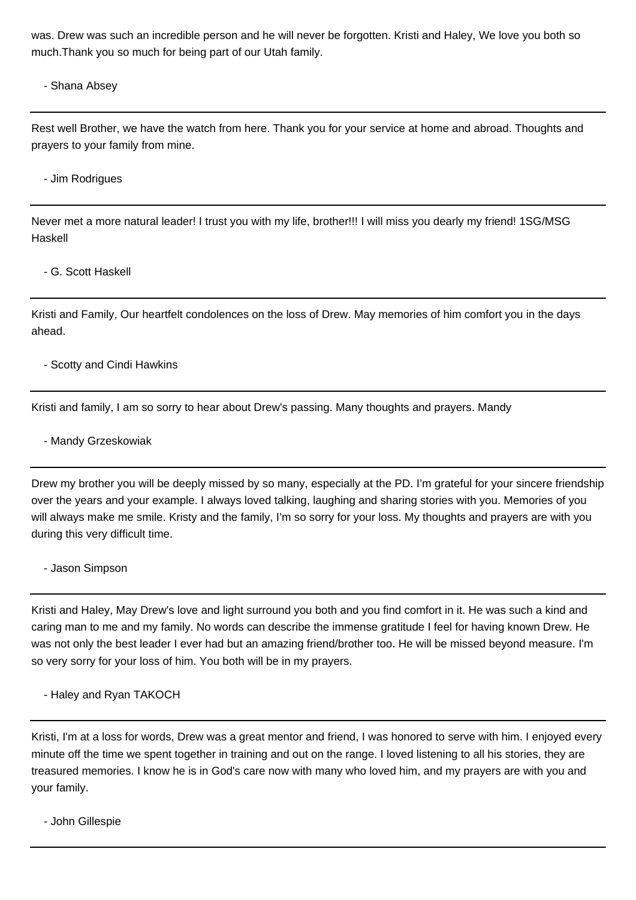was. Drew was such an incredible person and he will never be forgotten. Kristi and Haley, We love you both so much.Thank you so much for being part of our Utah family.

- Shana Absey

---

Rest well Brother, we have the watch from here. Thank you for your service at home and abroad. Thoughts and prayers to your family from mine.

- Jim Rodrigues

---

Never met a more natural leader! I trust you with my life, brother!!! I will miss you dearly my friend! 1SG/MSG Haskell

- G. Scott Haskell

---

Kristi and Family, Our heartfelt condolences on the loss of Drew. May memories of him comfort you in the days ahead.

- Scotty and Cindi Hawkins

---

Kristi and family, I am so sorry to hear about Drew's passing. Many thoughts and prayers. Mandy

- Mandy Grzeskowiak

---

Drew my brother you will be deeply missed by so many, especially at the PD. I'm grateful for your sincere friendship over the years and your example. I always loved talking, laughing and sharing stories with you. Memories of you will always make me smile. Kristy and the family, I'm so sorry for your loss. My thoughts and prayers are with you during this very difficult time.

- Jason Simpson

---

Kristi and Haley, May Drew's love and light surround you both and you find comfort in it. He was such a kind and caring man to me and my family. No words can describe the immense gratitude I feel for having known Drew. He was not only the best leader I ever had but an amazing friend/brother too. He will be missed beyond measure. I'm so very sorry for your loss of him. You both will be in my prayers.

- Haley and Ryan TAKOCH

---

Kristi, I'm at a loss for words, Drew was a great mentor and friend, I was honored to serve with him. I enjoyed every minute off the time we spent together in training and out on the range. I loved listening to all his stories, they are treasured memories. I know he is in God's care now with many who loved him, and my prayers are with you and your family.

- John Gillespie

---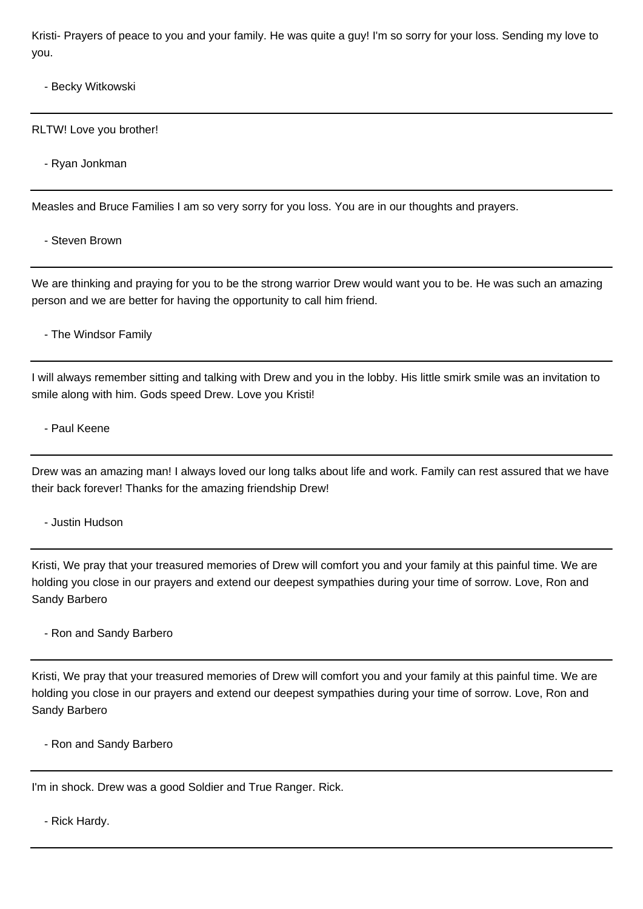Kristi- Prayers of peace to you and your family. He was quite a guy! I'm so sorry for your loss. Sending my love to you.

- Becky Witkowski

---

RLTW! Love you brother!

- Ryan Jonkman

---

Measles and Bruce Families I am so very sorry for you loss. You are in our thoughts and prayers.

- Steven Brown

---

We are thinking and praying for you to be the strong warrior Drew would want you to be. He was such an amazing person and we are better for having the opportunity to call him friend.

- The Windsor Family

---

I will always remember sitting and talking with Drew and you in the lobby. His little smirk smile was an invitation to smile along with him. Gods speed Drew. Love you Kristi!

- Paul Keene

---

Drew was an amazing man! I always loved our long talks about life and work. Family can rest assured that we have their back forever! Thanks for the amazing friendship Drew!

- Justin Hudson

---

Kristi, We pray that your treasured memories of Drew will comfort you and your family at this painful time. We are holding you close in our prayers and extend our deepest sympathies during your time of sorrow. Love, Ron and Sandy Barbero

- Ron and Sandy Barbero

---

Kristi, We pray that your treasured memories of Drew will comfort you and your family at this painful time. We are holding you close in our prayers and extend our deepest sympathies during your time of sorrow. Love, Ron and Sandy Barbero

- Ron and Sandy Barbero

---

I'm in shock. Drew was a good Soldier and True Ranger. Rick.

- Rick Hardy.

---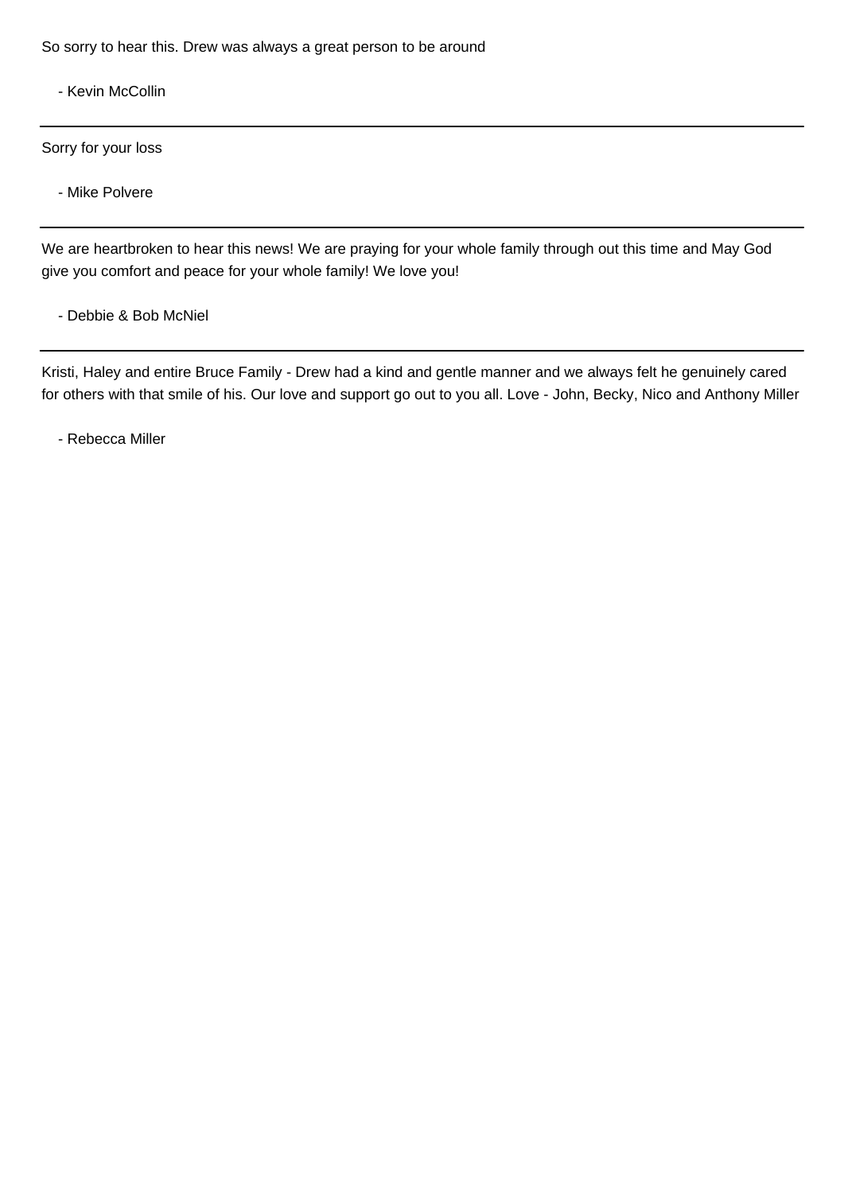So sorry to hear this. Drew was always a great person to be around

- Kevin McCollin

---

Sorry for your loss

- Mike Polvere

---

We are heartbroken to hear this news! We are praying for your whole family through out this time and May God give you comfort and peace for your whole family! We love you!

- Debbie & Bob McNiel

---

Kristi, Haley and entire Bruce Family - Drew had a kind and gentle manner and we always felt he genuinely cared for others with that smile of his. Our love and support go out to you all. Love - John, Becky, Nico and Anthony Miller

- Rebecca Miller